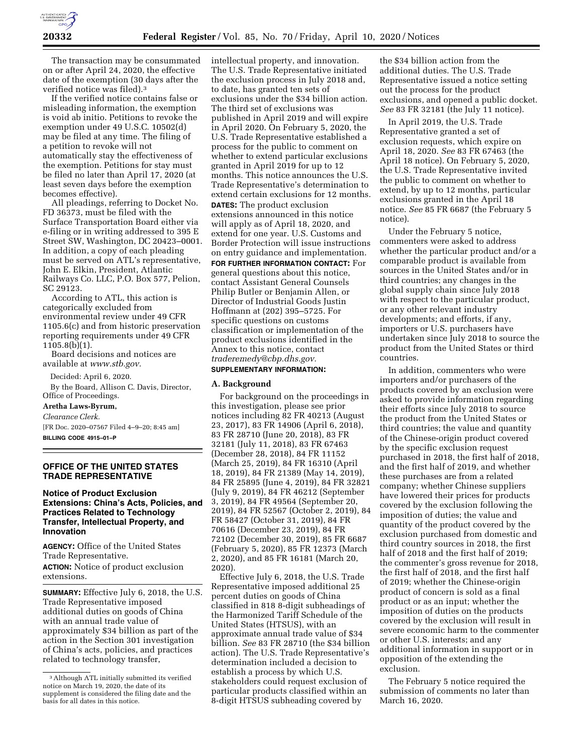The transaction may be consummated on or after April 24, 2020, the effective date of the exemption (30 days after the verified notice was filed).[3]

If the verified notice contains false or misleading information, the exemption is void ab initio. Petitions to revoke the exemption under 49 U.S.C. 10502(d) may be filed at any time. The filing of a petition to revoke will not automatically stay the effectiveness of the exemption. Petitions for stay must be filed no later than April 17, 2020 (at least seven days before the exemption becomes effective).

All pleadings, referring to Docket No. FD 36373, must be filed with the Surface Transportation Board either via e-filing or in writing addressed to 395 E Street SW, Washington, DC 20423–0001. In addition, a copy of each pleading must be served on ATL's representative, John E. Elkin, President, Atlantic Railways Co. LLC, P.O. Box 577, Pelion, SC 29123.

According to ATL, this action is categorically excluded from environmental review under 49 CFR 1105.6(c) and from historic preservation reporting requirements under 49 CFR 1105.8(b)(1).

Board decisions and notices are available at *www.stb.gov.*

Decided: April 6, 2020.

By the Board, Allison C. Davis, Director, Office of Proceedings.

**Aretha Laws-Byrum,**

*Clearance Clerk.*

[FR Doc. 2020–07567 Filed 4–9–20; 8:45 am]

**BILLING CODE 4915–01–P**

[3] Although ATL initially submitted its verified notice on March 19, 2020, the date of its supplement is considered the filing date and the basis for all dates in this notice.

## OFFICE OF THE UNITED STATES TRADE REPRESENTATIVE

### Notice of Product Exclusion Extensions: China's Acts, Policies, and Practices Related to Technology Transfer, Intellectual Property, and Innovation

**AGENCY:** Office of the United States Trade Representative.

**ACTION:** Notice of product exclusion extensions.

**SUMMARY:** Effective July 6, 2018, the U.S. Trade Representative imposed additional duties on goods of China with an annual trade value of approximately $34 billion as part of the action in the Section 301 investigation of China's acts, policies, and practices related to technology transfer, intellectual property, and innovation. The U.S. Trade Representative initiated the exclusion process in July 2018 and, to date, has granted ten sets of exclusions under the $34 billion action. The third set of exclusions was published in April 2019 and will expire in April 2020. On February 5, 2020, the U.S. Trade Representative established a process for the public to comment on whether to extend particular exclusions granted in April 2019 for up to 12 months. This notice announces the U.S. Trade Representative's determination to extend certain exclusions for 12 months.

**DATES:** The product exclusion extensions announced in this notice will apply as of April 18, 2020, and extend for one year. U.S. Customs and Border Protection will issue instructions on entry guidance and implementation.

**FOR FURTHER INFORMATION CONTACT:** For general questions about this notice, contact Assistant General Counsels Philip Butler or Benjamin Allen, or Director of Industrial Goods Justin Hoffmann at (202) 395–5725. For specific questions on customs classification or implementation of the product exclusions identified in the Annex to this notice, contact *traderemedy@cbp.dhs.gov.*

**SUPPLEMENTARY INFORMATION:**

#### A. Background

For background on the proceedings in this investigation, please see prior notices including 82 FR 40213 (August 23, 2017), 83 FR 14906 (April 6, 2018), 83 FR 28710 (June 20, 2018), 83 FR 32181 (July 11, 2018), 83 FR 67463 (December 28, 2018), 84 FR 11152 (March 25, 2019), 84 FR 16310 (April 18, 2019), 84 FR 21389 (May 14, 2019), 84 FR 25895 (June 4, 2019), 84 FR 32821 (July 9, 2019), 84 FR 46212 (September 3, 2019), 84 FR 49564 (September 20, 2019), 84 FR 52567 (October 2, 2019), 84 FR 58427 (October 31, 2019), 84 FR 70616 (December 23, 2019), 84 FR 72102 (December 30, 2019), 85 FR 6687 (February 5, 2020), 85 FR 12373 (March 2, 2020), and 85 FR 16181 (March 20, 2020).

Effective July 6, 2018, the U.S. Trade Representative imposed additional 25 percent duties on goods of China classified in 818 8-digit subheadings of the Harmonized Tariff Schedule of the United States (HTSUS), with an approximate annual trade value of $34 billion. *See* 83 FR 28710 (the $34 billion action). The U.S. Trade Representative's determination included a decision to establish a process by which U.S. stakeholders could request exclusion of particular products classified within an 8-digit HTSUS subheading covered by the $34 billion action from the additional duties. The U.S. Trade Representative issued a notice setting out the process for the product exclusions, and opened a public docket. *See* 83 FR 32181 (the July 11 notice).

In April 2019, the U.S. Trade Representative granted a set of exclusion requests, which expire on April 18, 2020. *See* 83 FR 67463 (the April 18 notice). On February 5, 2020, the U.S. Trade Representative invited the public to comment on whether to extend, by up to 12 months, particular exclusions granted in the April 18 notice. *See* 85 FR 6687 (the February 5 notice).

Under the February 5 notice, commenters were asked to address whether the particular product and/or a comparable product is available from sources in the United States and/or in third countries; any changes in the global supply chain since July 2018 with respect to the particular product, or any other relevant industry developments; and efforts, if any, importers or U.S. purchasers have undertaken since July 2018 to source the product from the United States or third countries.

In addition, commenters who were importers and/or purchasers of the products covered by an exclusion were asked to provide information regarding their efforts since July 2018 to source the product from the United States or third countries; the value and quantity of the Chinese-origin product covered by the specific exclusion request purchased in 2018, the first half of 2018, and the first half of 2019, and whether these purchases are from a related company; whether Chinese suppliers have lowered their prices for products covered by the exclusion following the imposition of duties; the value and quantity of the product covered by the exclusion purchased from domestic and third country sources in 2018, the first half of 2018 and the first half of 2019; the commenter's gross revenue for 2018, the first half of 2018, and the first half of 2019; whether the Chinese-origin product of concern is sold as a final product or as an input; whether the imposition of duties on the products covered by the exclusion will result in severe economic harm to the commenter or other U.S. interests; and any additional information in support or in opposition of the extending the exclusion.

The February 5 notice required the submission of comments no later than March 16, 2020.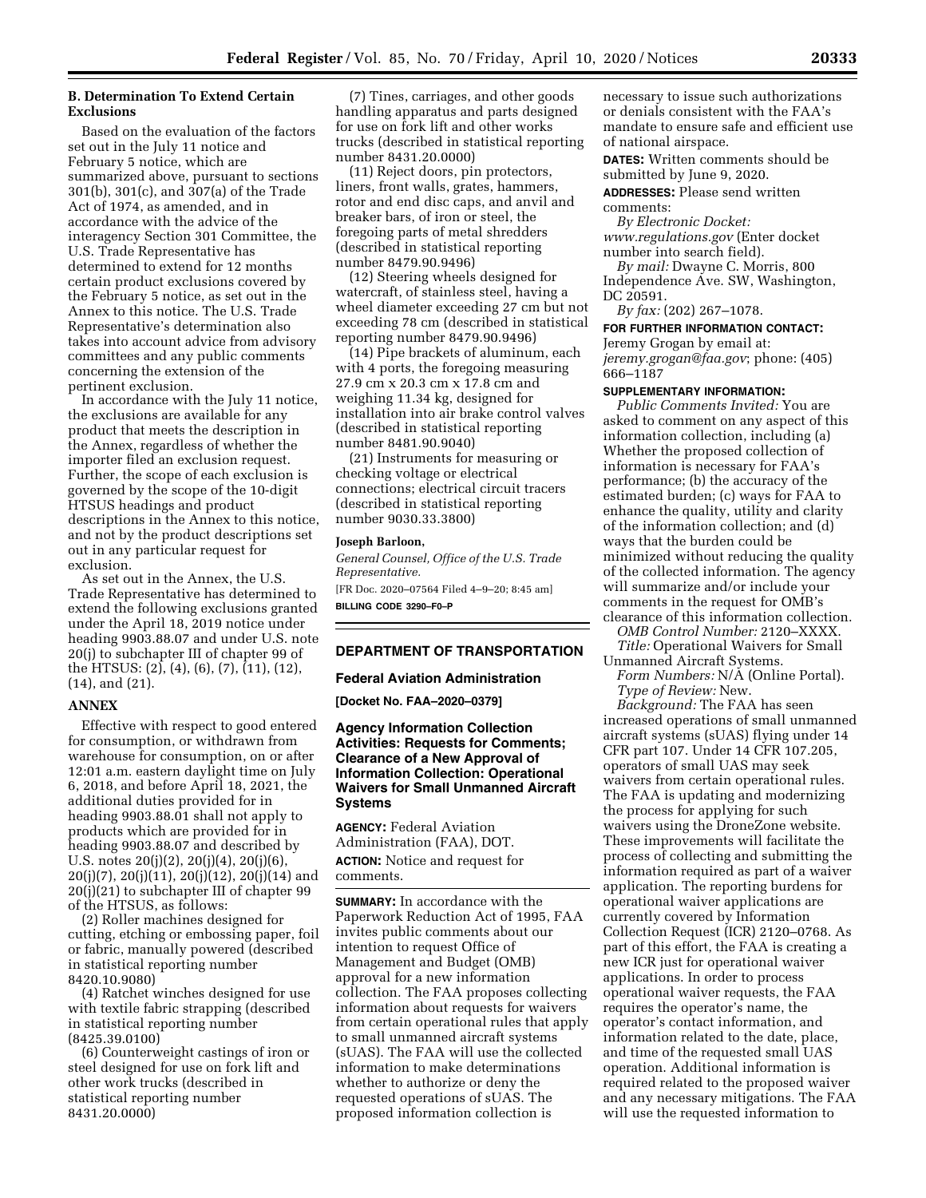### B. Determination To Extend Certain Exclusions

Based on the evaluation of the factors set out in the July 11 notice and February 5 notice, which are summarized above, pursuant to sections 301(b), 301(c), and 307(a) of the Trade Act of 1974, as amended, and in accordance with the advice of the interagency Section 301 Committee, the U.S. Trade Representative has determined to extend for 12 months certain product exclusions covered by the February 5 notice, as set out in the Annex to this notice. The U.S. Trade Representative's determination also takes into account advice from advisory committees and any public comments concerning the extension of the pertinent exclusion.

In accordance with the July 11 notice, the exclusions are available for any product that meets the description in the Annex, regardless of whether the importer filed an exclusion request. Further, the scope of each exclusion is governed by the scope of the 10-digit HTSUS headings and product descriptions in the Annex to this notice, and not by the product descriptions set out in any particular request for exclusion.

As set out in the Annex, the U.S. Trade Representative has determined to extend the following exclusions granted under the April 18, 2019 notice under heading 9903.88.07 and under U.S. note 20(j) to subchapter III of chapter 99 of the HTSUS: (2), (4), (6), (7), (11), (12), (14), and (21).

### ANNEX

Effective with respect to good entered for consumption, or withdrawn from warehouse for consumption, on or after 12:01 a.m. eastern daylight time on July 6, 2018, and before April 18, 2021, the additional duties provided for in heading 9903.88.01 shall not apply to products which are provided for in heading 9903.88.07 and described by U.S. notes 20(j)(2), 20(j)(4), 20(j)(6), 20(j)(7), 20(j)(11), 20(j)(12), 20(j)(14) and 20(j)(21) to subchapter III of chapter 99 of the HTSUS, as follows:

(2) Roller machines designed for cutting, etching or embossing paper, foil or fabric, manually powered (described in statistical reporting number 8420.10.9080)

(4) Ratchet winches designed for use with textile fabric strapping (described in statistical reporting number (8425.39.0100)

(6) Counterweight castings of iron or steel designed for use on fork lift and other work trucks (described in statistical reporting number 8431.20.0000)

(7) Tines, carriages, and other goods handling apparatus and parts designed for use on fork lift and other works trucks (described in statistical reporting number 8431.20.0000)

(11) Reject doors, pin protectors, liners, front walls, grates, hammers, rotor and end disc caps, and anvil and breaker bars, of iron or steel, the foregoing parts of metal shredders (described in statistical reporting number 8479.90.9496)

(12) Steering wheels designed for watercraft, of stainless steel, having a wheel diameter exceeding 27 cm but not exceeding 78 cm (described in statistical reporting number 8479.90.9496)

(14) Pipe brackets of aluminum, each with 4 ports, the foregoing measuring 27.9 cm x 20.3 cm x 17.8 cm and weighing 11.34 kg, designed for installation into air brake control valves (described in statistical reporting number 8481.90.9040)

(21) Instruments for measuring or checking voltage or electrical connections; electrical circuit tracers (described in statistical reporting number 9030.33.3800)

**Joseph Barloon,**

*General Counsel, Office of the U.S. Trade Representative.*

[FR Doc. 2020–07564 Filed 4–9–20; 8:45 am]

**BILLING CODE 3290–F0–P**

## DEPARTMENT OF TRANSPORTATION

### Federal Aviation Administration

**[Docket No. FAA–2020–0379]**

### Agency Information Collection Activities: Requests for Comments; Clearance of a New Approval of Information Collection: Operational Waivers for Small Unmanned Aircraft Systems

**AGENCY:** Federal Aviation Administration (FAA), DOT.

**ACTION:** Notice and request for comments.

**SUMMARY:** In accordance with the Paperwork Reduction Act of 1995, FAA invites public comments about our intention to request Office of Management and Budget (OMB) approval for a new information collection. The FAA proposes collecting information about requests for waivers from certain operational rules that apply to small unmanned aircraft systems (sUAS). The FAA will use the collected information to make determinations whether to authorize or deny the requested operations of sUAS. The proposed information collection is necessary to issue such authorizations or denials consistent with the FAA's mandate to ensure safe and efficient use of national airspace.

**DATES:** Written comments should be submitted by June 9, 2020.

**ADDRESSES:** Please send written comments:

*By Electronic Docket: www.regulations.gov* (Enter docket number into search field).

*By mail:* Dwayne C. Morris, 800 Independence Ave. SW, Washington, DC 20591.

*By fax:* (202) 267–1078.

**FOR FURTHER INFORMATION CONTACT:** Jeremy Grogan by email at: *jeremy.grogan@faa.gov*; phone: (405) 666–1187

**SUPPLEMENTARY INFORMATION:**

*Public Comments Invited:* You are asked to comment on any aspect of this information collection, including (a) Whether the proposed collection of information is necessary for FAA's performance; (b) the accuracy of the estimated burden; (c) ways for FAA to enhance the quality, utility and clarity of the information collection; and (d) ways that the burden could be minimized without reducing the quality of the collected information. The agency will summarize and/or include your comments in the request for OMB's clearance of this information collection.

*OMB Control Number:* 2120–XXXX.

*Title:* Operational Waivers for Small Unmanned Aircraft Systems.

*Form Numbers:* N/A (Online Portal).

*Type of Review:* New.

*Background:* The FAA has seen increased operations of small unmanned aircraft systems (sUAS) flying under 14 CFR part 107. Under 14 CFR 107.205, operators of small UAS may seek waivers from certain operational rules. The FAA is updating and modernizing the process for applying for such waivers using the DroneZone website. These improvements will facilitate the process of collecting and submitting the information required as part of a waiver application. The reporting burdens for operational waiver applications are currently covered by Information Collection Request (ICR) 2120–0768. As part of this effort, the FAA is creating a new ICR just for operational waiver applications. In order to process operational waiver requests, the FAA requires the operator's name, the operator's contact information, and information related to the date, place, and time of the requested small UAS operation. Additional information is required related to the proposed waiver and any necessary mitigations. The FAA will use the requested information to